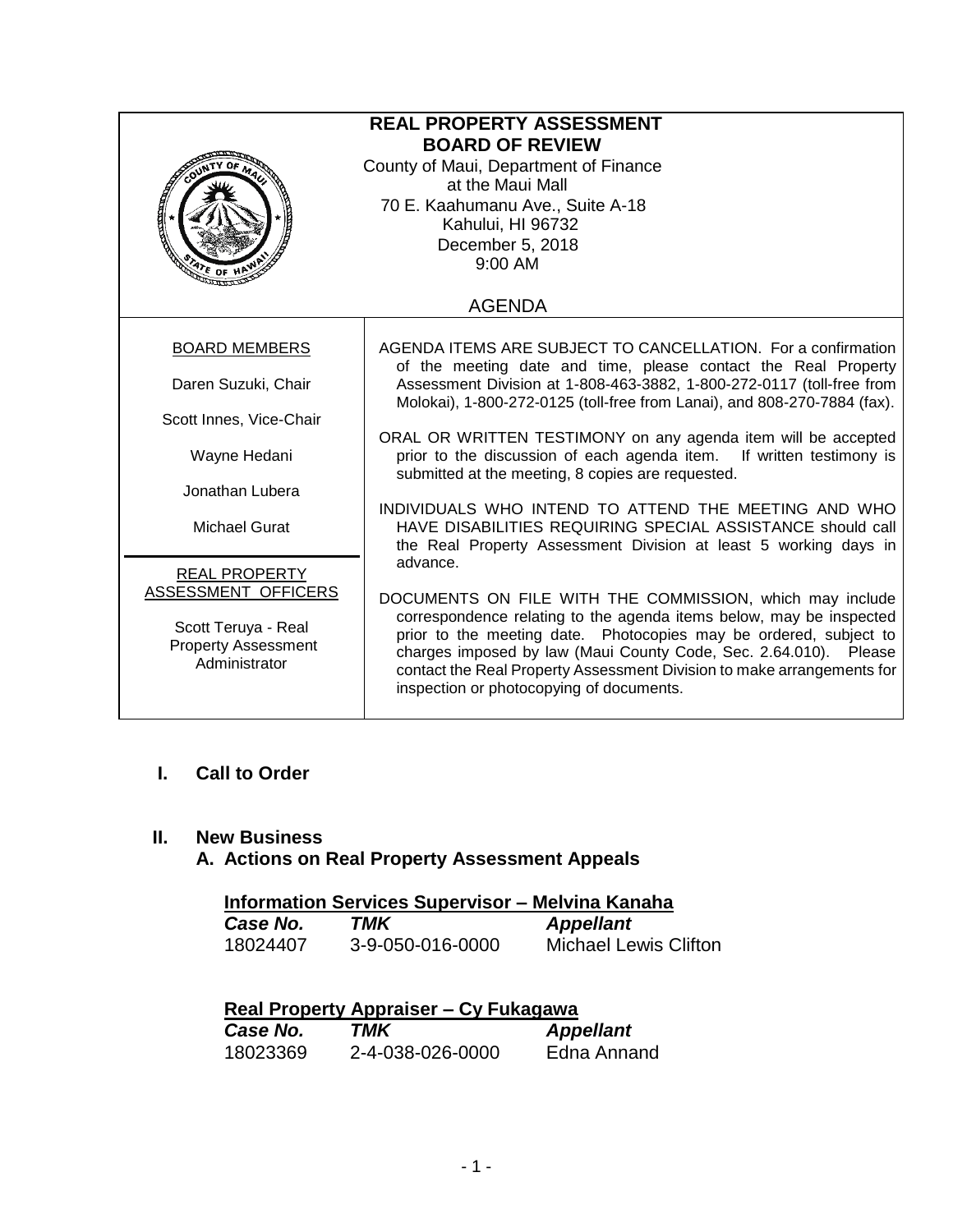# REAL PROPERTY ASSESSMENT BOARD OF REVIEW

County of Maui, Department of Finance
at the Maui Mall
70 E. Kaahumanu Ave., Suite A-18
Kahului, HI 96732
December 5, 2018
9:00 AM

## AGENDA

**BOARD MEMBERS**

Daren Suzuki, Chair

Scott Innes, Vice-Chair

Wayne Hedani

Jonathan Lubera

Michael Gurat

**REAL PROPERTY ASSESSMENT OFFICERS**

Scott Teruya - Real Property Assessment Administrator

AGENDA ITEMS ARE SUBJECT TO CANCELLATION. For a confirmation of the meeting date and time, please contact the Real Property Assessment Division at 1-808-463-3882, 1-800-272-0117 (toll-free from Molokai), 1-800-272-0125 (toll-free from Lanai), and 808-270-7884 (fax).

ORAL OR WRITTEN TESTIMONY on any agenda item will be accepted prior to the discussion of each agenda item. If written testimony is submitted at the meeting, 8 copies are requested.

INDIVIDUALS WHO INTEND TO ATTEND THE MEETING AND WHO HAVE DISABILITIES REQUIRING SPECIAL ASSISTANCE should call the Real Property Assessment Division at least 5 working days in advance.

DOCUMENTS ON FILE WITH THE COMMISSION, which may include correspondence relating to the agenda items below, may be inspected prior to the meeting date. Photocopies may be ordered, subject to charges imposed by law (Maui County Code, Sec. 2.64.010). Please contact the Real Property Assessment Division to make arrangements for inspection or photocopying of documents.

## I. Call to Order

## II. New Business

### A. Actions on Real Property Assessment Appeals

**Information Services Supervisor – Melvina Kanaha**

| *Case No.* | *TMK* | *Appellant* |
|---|---|---|
| 18024407 | 3-9-050-016-0000 | Michael Lewis Clifton |

**Real Property Appraiser – Cy Fukagawa**

| *Case No.* | *TMK* | *Appellant* |
|---|---|---|
| 18023369 | 2-4-038-026-0000 | Edna Annand |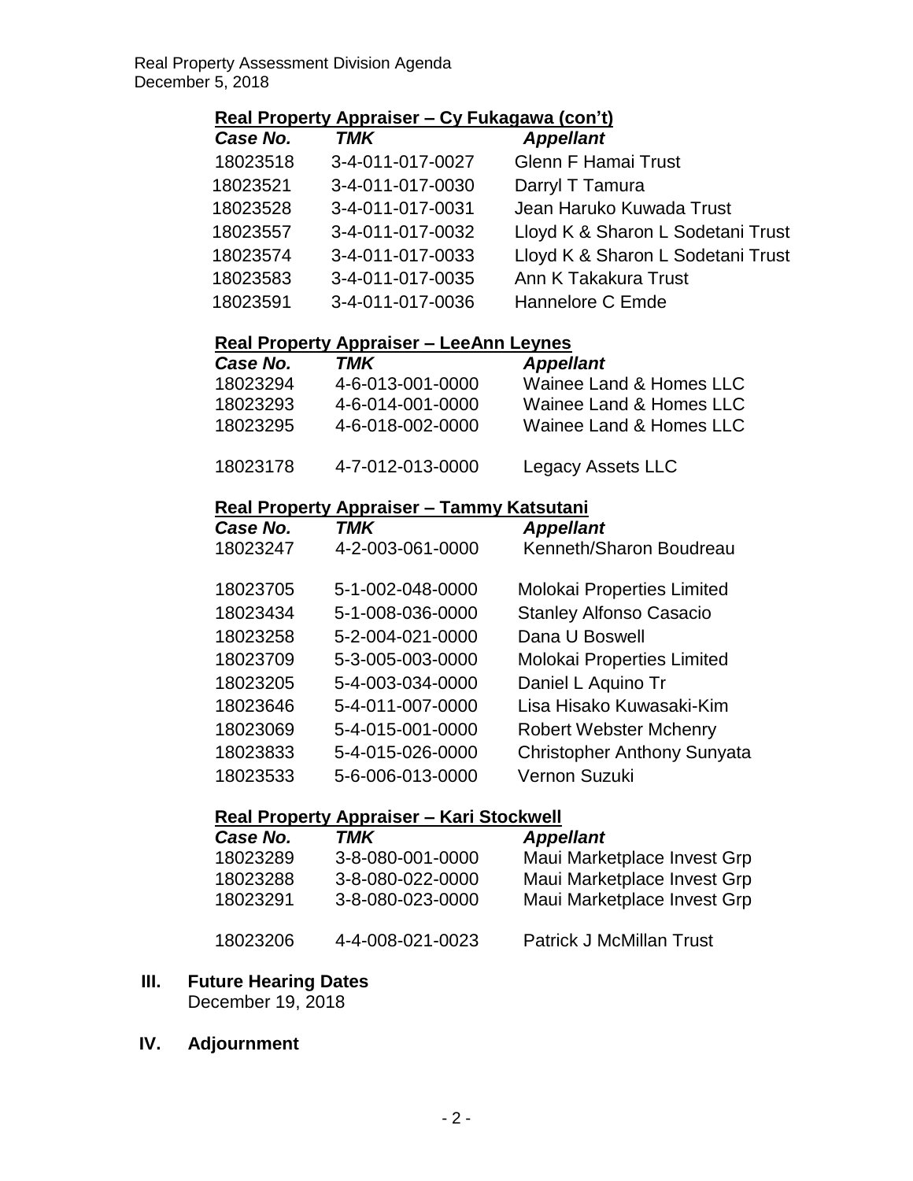### Real Property Appraiser – Cy Fukagawa (con't)

| *Case No.* | *TMK* | *Appellant* |
|---|---|---|
| 18023518 | 3-4-011-017-0027 | Glenn F Hamai Trust |
| 18023521 | 3-4-011-017-0030 | Darryl T Tamura |
| 18023528 | 3-4-011-017-0031 | Jean Haruko Kuwada Trust |
| 18023557 | 3-4-011-017-0032 | Lloyd K & Sharon L Sodetani Trust |
| 18023574 | 3-4-011-017-0033 | Lloyd K & Sharon L Sodetani Trust |
| 18023583 | 3-4-011-017-0035 | Ann K Takakura Trust |
| 18023591 | 3-4-011-017-0036 | Hannelore C Emde |

### Real Property Appraiser – LeeAnn Leynes

| *Case No.* | *TMK* | *Appellant* |
|---|---|---|
| 18023294 | 4-6-013-001-0000 | Wainee Land & Homes LLC |
| 18023293 | 4-6-014-001-0000 | Wainee Land & Homes LLC |
| 18023295 | 4-6-018-002-0000 | Wainee Land & Homes LLC |
| 18023178 | 4-7-012-013-0000 | Legacy Assets LLC |

### Real Property Appraiser – Tammy Katsutani

| *Case No.* | *TMK* | *Appellant* |
|---|---|---|
| 18023247 | 4-2-003-061-0000 | Kenneth/Sharon Boudreau |
| 18023705 | 5-1-002-048-0000 | Molokai Properties Limited |
| 18023434 | 5-1-008-036-0000 | Stanley Alfonso Casacio |
| 18023258 | 5-2-004-021-0000 | Dana U Boswell |
| 18023709 | 5-3-005-003-0000 | Molokai Properties Limited |
| 18023205 | 5-4-003-034-0000 | Daniel L Aquino Tr |
| 18023646 | 5-4-011-007-0000 | Lisa Hisako Kuwasaki-Kim |
| 18023069 | 5-4-015-001-0000 | Robert Webster Mchenry |
| 18023833 | 5-4-015-026-0000 | Christopher Anthony Sunyata |
| 18023533 | 5-6-006-013-0000 | Vernon Suzuki |

### Real Property Appraiser – Kari Stockwell

| *Case No.* | *TMK* | *Appellant* |
|---|---|---|
| 18023289 | 3-8-080-001-0000 | Maui Marketplace Invest Grp |
| 18023288 | 3-8-080-022-0000 | Maui Marketplace Invest Grp |
| 18023291 | 3-8-080-023-0000 | Maui Marketplace Invest Grp |
| 18023206 | 4-4-008-021-0023 | Patrick J McMillan Trust |

## III. Future Hearing Dates

December 19, 2018

## IV. Adjournment